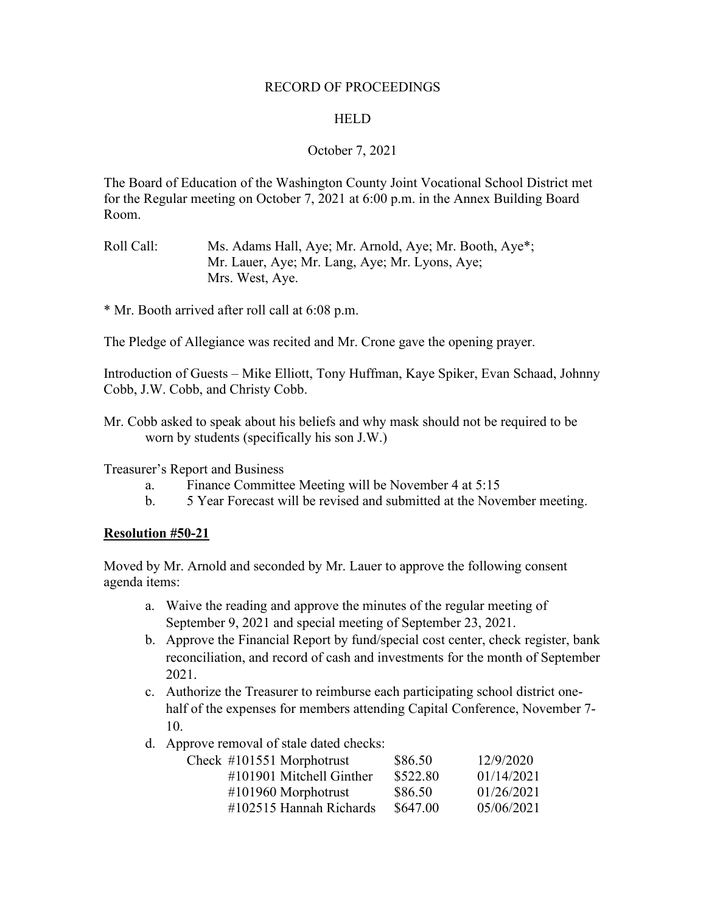RECORD OF PROCEEDINGS

HELD

October 7, 2021

The Board of Education of the Washington County Joint Vocational School District met for the Regular meeting on October 7, 2021 at 6:00 p.m. in the Annex Building Board Room.

Roll Call: Ms. Adams Hall, Aye; Mr. Arnold, Aye; Mr. Booth, Aye*; Mr. Lauer, Aye; Mr. Lang, Aye; Mr. Lyons, Aye; Mrs. West, Aye.

\* Mr. Booth arrived after roll call at 6:08 p.m.

The Pledge of Allegiance was recited and Mr. Crone gave the opening prayer.

Introduction of Guests – Mike Elliott, Tony Huffman, Kaye Spiker, Evan Schaad, Johnny Cobb, J.W. Cobb, and Christy Cobb.

Mr. Cobb asked to speak about his beliefs and why mask should not be required to be worn by students (specifically his son J.W.)

Treasurer's Report and Business

a. Finance Committee Meeting will be November 4 at 5:15
b. 5 Year Forecast will be revised and submitted at the November meeting.

**Resolution #50-21**

Moved by Mr. Arnold and seconded by Mr. Lauer to approve the following consent agenda items:

a. Waive the reading and approve the minutes of the regular meeting of September 9, 2021 and special meeting of September 23, 2021.
b. Approve the Financial Report by fund/special cost center, check register, bank reconciliation, and record of cash and investments for the month of September 2021.
c. Authorize the Treasurer to reimburse each participating school district one-half of the expenses for members attending Capital Conference, November 7-10.
d. Approve removal of stale dated checks:

| Check | | | |
|---|---|---|---|
| Check | #101551 Morphotrust | $86.50 | 12/9/2020 |
| | #101901 Mitchell Ginther | $522.80 | 01/14/2021 |
| | #101960 Morphotrust | $86.50 | 01/26/2021 |
| | #102515 Hannah Richards | $647.00 | 05/06/2021 |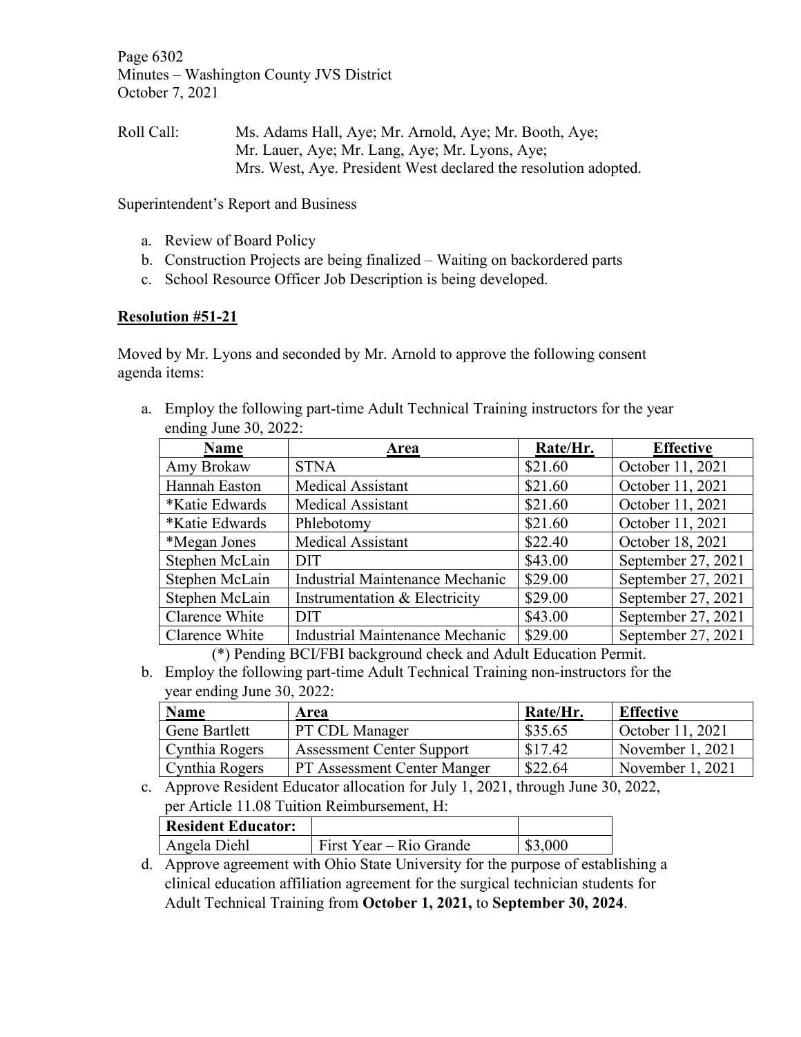Roll Call: Ms. Adams Hall, Aye; Mr. Arnold, Aye; Mr. Booth, Aye; Mr. Lauer, Aye; Mr. Lang, Aye; Mr. Lyons, Aye; Mrs. West, Aye. President West declared the resolution adopted.

Superintendent's Report and Business

a. Review of Board Policy
b. Construction Projects are being finalized – Waiting on backordered parts
c. School Resource Officer Job Description is being developed.

**Resolution #51-21**

Moved by Mr. Lyons and seconded by Mr. Arnold to approve the following consent agenda items:

a. Employ the following part-time Adult Technical Training instructors for the year ending June 30, 2022:

| Name | Area | Rate/Hr. | Effective |
|---|---|---|---|
| Amy Brokaw | STNA | $21.60 | October 11, 2021 |
| Hannah Easton | Medical Assistant | $21.60 | October 11, 2021 |
| *Katie Edwards | Medical Assistant | $21.60 | October 11, 2021 |
| *Katie Edwards | Phlebotomy | $21.60 | October 11, 2021 |
| *Megan Jones | Medical Assistant | $22.40 | October 18, 2021 |
| Stephen McLain | DIT | $43.00 | September 27, 2021 |
| Stephen McLain | Industrial Maintenance Mechanic | $29.00 | September 27, 2021 |
| Stephen McLain | Instrumentation & Electricity | $29.00 | September 27, 2021 |
| Clarence White | DIT | $43.00 | September 27, 2021 |
| Clarence White | Industrial Maintenance Mechanic | $29.00 | September 27, 2021 |

(*) Pending BCI/FBI background check and Adult Education Permit.

b. Employ the following part-time Adult Technical Training non-instructors for the year ending June 30, 2022:

| Name | Area | Rate/Hr. | Effective |
|---|---|---|---|
| Gene Bartlett | PT CDL Manager | $35.65 | October 11, 2021 |
| Cynthia Rogers | Assessment Center Support | $17.42 | November 1, 2021 |
| Cynthia Rogers | PT Assessment Center Manger | $22.64 | November 1, 2021 |

c. Approve Resident Educator allocation for July 1, 2021, through June 30, 2022, per Article 11.08 Tuition Reimbursement, H:

| Resident Educator: | | |
|---|---|---|
| Angela Diehl | First Year – Rio Grande | $3,000 |

d. Approve agreement with Ohio State University for the purpose of establishing a clinical education affiliation agreement for the surgical technician students for Adult Technical Training from **October 1, 2021,** to **September 30, 2024**.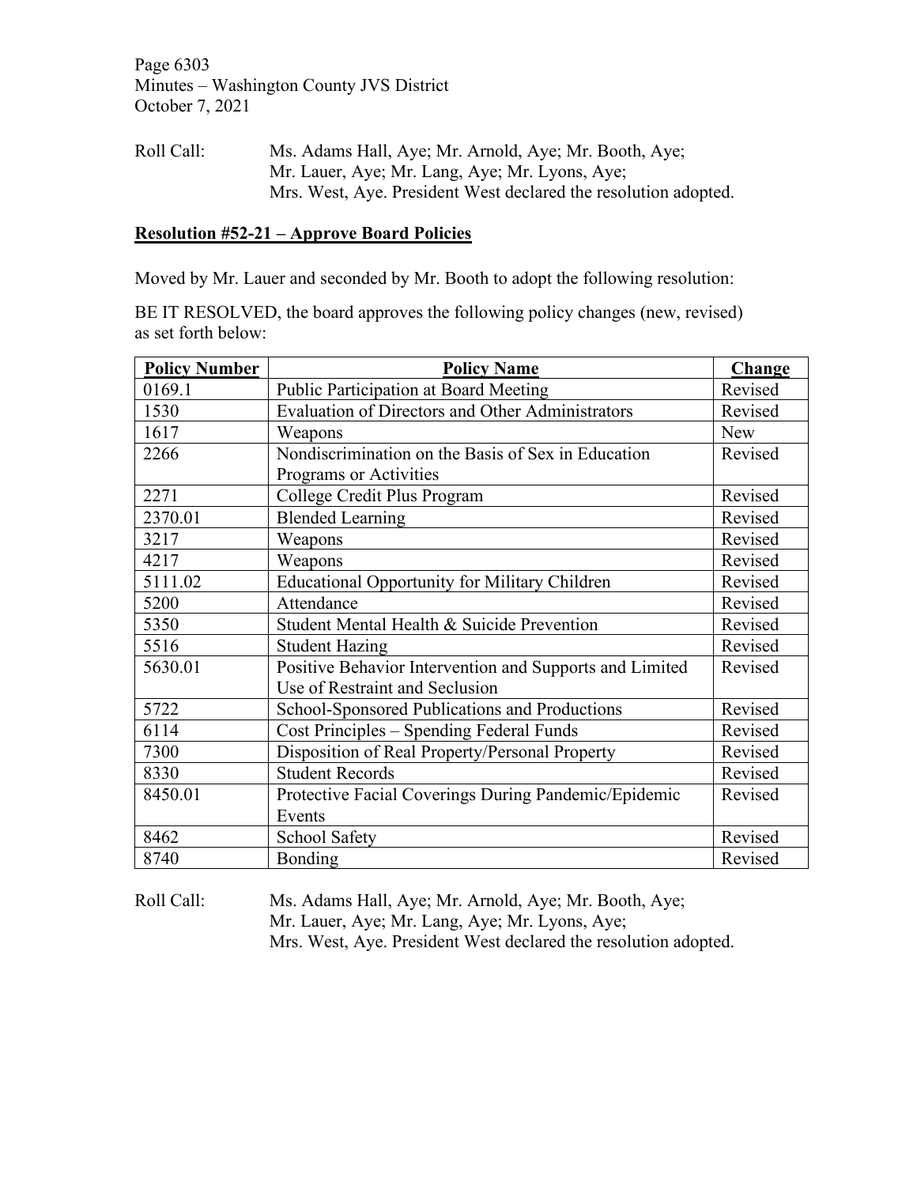Roll Call: Ms. Adams Hall, Aye; Mr. Arnold, Aye; Mr. Booth, Aye; Mr. Lauer, Aye; Mr. Lang, Aye; Mr. Lyons, Aye; Mrs. West, Aye. President West declared the resolution adopted.

**Resolution #52-21 – Approve Board Policies**

Moved by Mr. Lauer and seconded by Mr. Booth to adopt the following resolution:

BE IT RESOLVED, the board approves the following policy changes (new, revised) as set forth below:

| Policy Number | Policy Name | Change |
|---|---|---|
| 0169.1 | Public Participation at Board Meeting | Revised |
| 1530 | Evaluation of Directors and Other Administrators | Revised |
| 1617 | Weapons | New |
| 2266 | Nondiscrimination on the Basis of Sex in Education Programs or Activities | Revised |
| 2271 | College Credit Plus Program | Revised |
| 2370.01 | Blended Learning | Revised |
| 3217 | Weapons | Revised |
| 4217 | Weapons | Revised |
| 5111.02 | Educational Opportunity for Military Children | Revised |
| 5200 | Attendance | Revised |
| 5350 | Student Mental Health & Suicide Prevention | Revised |
| 5516 | Student Hazing | Revised |
| 5630.01 | Positive Behavior Intervention and Supports and Limited Use of Restraint and Seclusion | Revised |
| 5722 | School-Sponsored Publications and Productions | Revised |
| 6114 | Cost Principles – Spending Federal Funds | Revised |
| 7300 | Disposition of Real Property/Personal Property | Revised |
| 8330 | Student Records | Revised |
| 8450.01 | Protective Facial Coverings During Pandemic/Epidemic Events | Revised |
| 8462 | School Safety | Revised |
| 8740 | Bonding | Revised |

Roll Call: Ms. Adams Hall, Aye; Mr. Arnold, Aye; Mr. Booth, Aye; Mr. Lauer, Aye; Mr. Lang, Aye; Mr. Lyons, Aye; Mrs. West, Aye. President West declared the resolution adopted.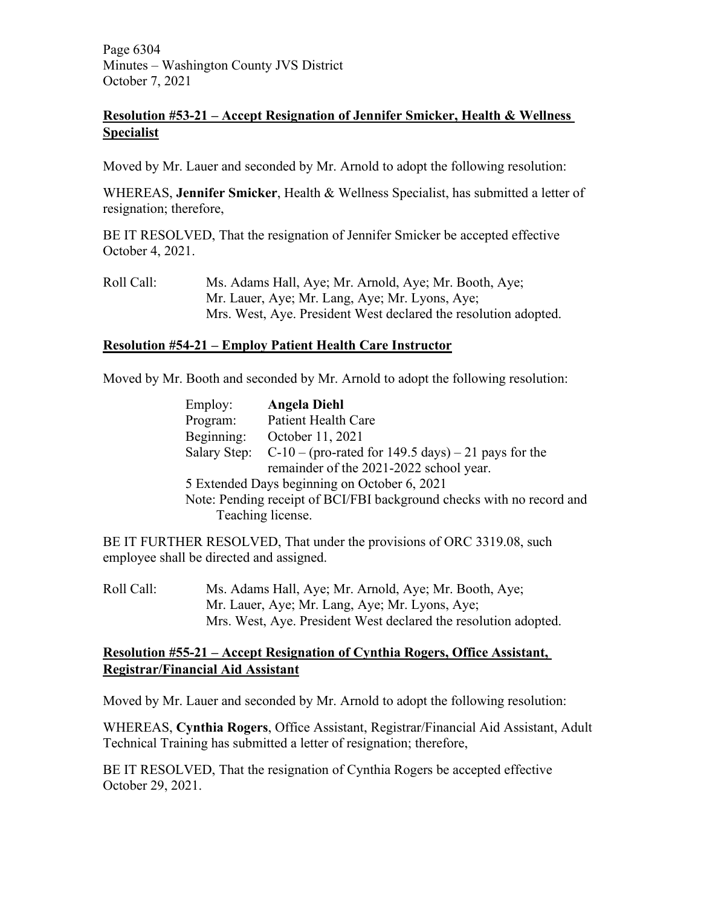## **Resolution #53-21 – Accept Resignation of Jennifer Smicker, Health & Wellness Specialist**

Moved by Mr. Lauer and seconded by Mr. Arnold to adopt the following resolution:

WHEREAS, **Jennifer Smicker**, Health & Wellness Specialist, has submitted a letter of resignation; therefore,

BE IT RESOLVED, That the resignation of Jennifer Smicker be accepted effective October 4, 2021.

Roll Call: Ms. Adams Hall, Aye; Mr. Arnold, Aye; Mr. Booth, Aye; Mr. Lauer, Aye; Mr. Lang, Aye; Mr. Lyons, Aye; Mrs. West, Aye. President West declared the resolution adopted.

## **Resolution #54-21 – Employ Patient Health Care Instructor**

Moved by Mr. Booth and seconded by Mr. Arnold to adopt the following resolution:

Employ: **Angela Diehl**
Program: Patient Health Care
Beginning: October 11, 2021
Salary Step: C-10 – (pro-rated for 149.5 days) – 21 pays for the remainder of the 2021-2022 school year.
5 Extended Days beginning on October 6, 2021
Note: Pending receipt of BCI/FBI background checks with no record and Teaching license.

BE IT FURTHER RESOLVED, That under the provisions of ORC 3319.08, such employee shall be directed and assigned.

Roll Call: Ms. Adams Hall, Aye; Mr. Arnold, Aye; Mr. Booth, Aye; Mr. Lauer, Aye; Mr. Lang, Aye; Mr. Lyons, Aye; Mrs. West, Aye. President West declared the resolution adopted.

## **Resolution #55-21 – Accept Resignation of Cynthia Rogers, Office Assistant, Registrar/Financial Aid Assistant**

Moved by Mr. Lauer and seconded by Mr. Arnold to adopt the following resolution:

WHEREAS, **Cynthia Rogers**, Office Assistant, Registrar/Financial Aid Assistant, Adult Technical Training has submitted a letter of resignation; therefore,

BE IT RESOLVED, That the resignation of Cynthia Rogers be accepted effective October 29, 2021.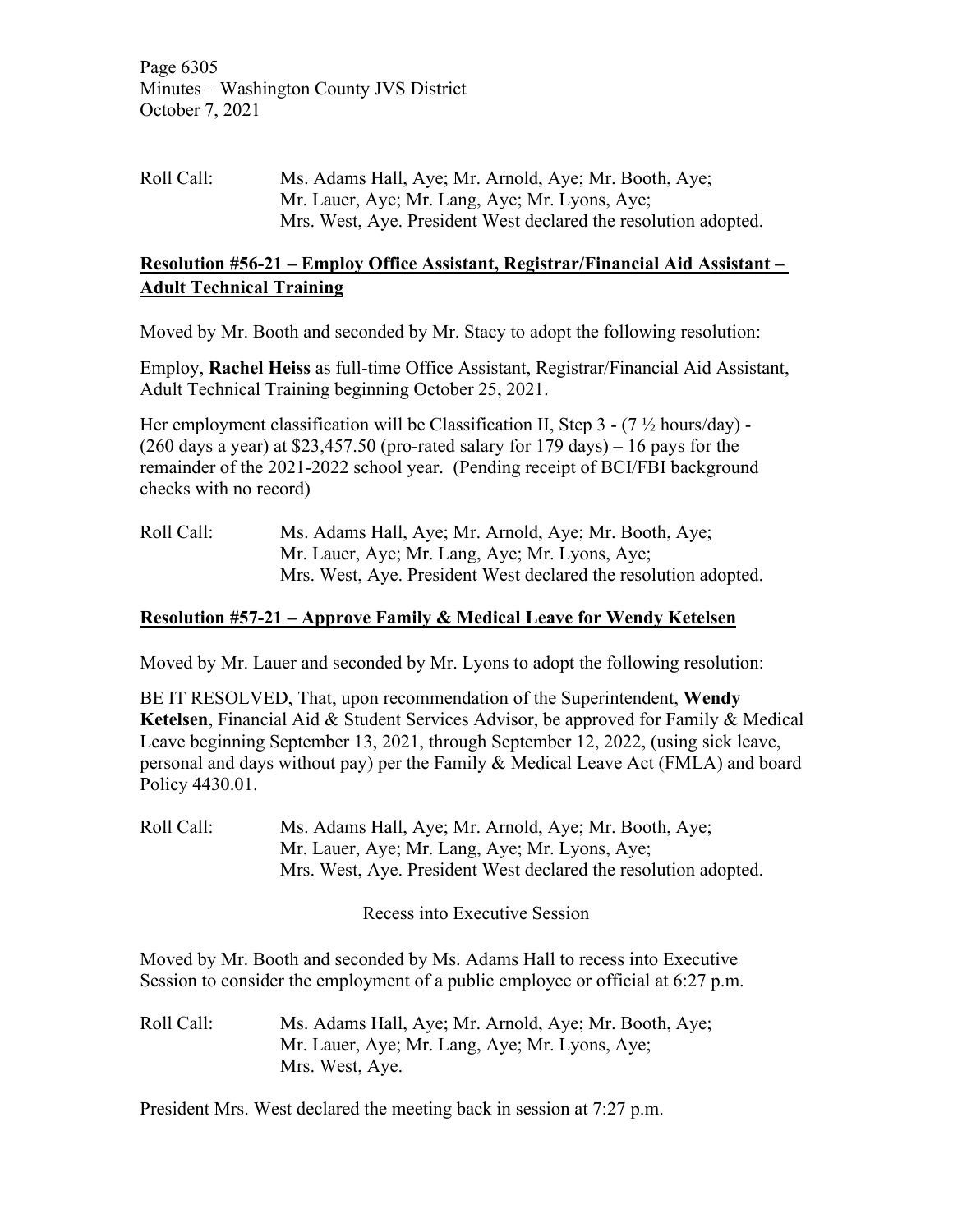Roll Call: Ms. Adams Hall, Aye; Mr. Arnold, Aye; Mr. Booth, Aye; Mr. Lauer, Aye; Mr. Lang, Aye; Mr. Lyons, Aye; Mrs. West, Aye. President West declared the resolution adopted.

## Resolution #56-21 – Employ Office Assistant, Registrar/Financial Aid Assistant – Adult Technical Training

Moved by Mr. Booth and seconded by Mr. Stacy to adopt the following resolution:

Employ, **Rachel Heiss** as full-time Office Assistant, Registrar/Financial Aid Assistant, Adult Technical Training beginning October 25, 2021.

Her employment classification will be Classification II, Step 3 - (7 ½ hours/day) - (260 days a year) at $23,457.50 (pro-rated salary for 179 days) – 16 pays for the remainder of the 2021-2022 school year. (Pending receipt of BCI/FBI background checks with no record)

Roll Call: Ms. Adams Hall, Aye; Mr. Arnold, Aye; Mr. Booth, Aye; Mr. Lauer, Aye; Mr. Lang, Aye; Mr. Lyons, Aye; Mrs. West, Aye. President West declared the resolution adopted.

## Resolution #57-21 – Approve Family & Medical Leave for Wendy Ketelsen

Moved by Mr. Lauer and seconded by Mr. Lyons to adopt the following resolution:

BE IT RESOLVED, That, upon recommendation of the Superintendent, **Wendy Ketelsen**, Financial Aid & Student Services Advisor, be approved for Family & Medical Leave beginning September 13, 2021, through September 12, 2022, (using sick leave, personal and days without pay) per the Family & Medical Leave Act (FMLA) and board Policy 4430.01.

Roll Call: Ms. Adams Hall, Aye; Mr. Arnold, Aye; Mr. Booth, Aye; Mr. Lauer, Aye; Mr. Lang, Aye; Mr. Lyons, Aye; Mrs. West, Aye. President West declared the resolution adopted.

Recess into Executive Session

Moved by Mr. Booth and seconded by Ms. Adams Hall to recess into Executive Session to consider the employment of a public employee or official at 6:27 p.m.

Roll Call: Ms. Adams Hall, Aye; Mr. Arnold, Aye; Mr. Booth, Aye; Mr. Lauer, Aye; Mr. Lang, Aye; Mr. Lyons, Aye; Mrs. West, Aye.

President Mrs. West declared the meeting back in session at 7:27 p.m.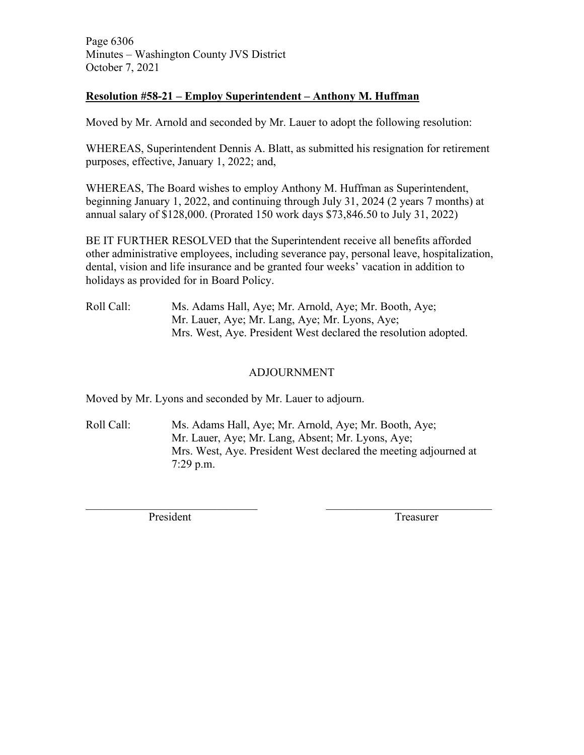## **Resolution #58-21 – Employ Superintendent – Anthony M. Huffman**

Moved by Mr. Arnold and seconded by Mr. Lauer to adopt the following resolution:

WHEREAS, Superintendent Dennis A. Blatt, as submitted his resignation for retirement purposes, effective, January 1, 2022; and,

WHEREAS, The Board wishes to employ Anthony M. Huffman as Superintendent, beginning January 1, 2022, and continuing through July 31, 2024 (2 years 7 months) at annual salary of $128,000. (Prorated 150 work days $73,846.50 to July 31, 2022)

BE IT FURTHER RESOLVED that the Superintendent receive all benefits afforded other administrative employees, including severance pay, personal leave, hospitalization, dental, vision and life insurance and be granted four weeks' vacation in addition to holidays as provided for in Board Policy.

Roll Call: Ms. Adams Hall, Aye; Mr. Arnold, Aye; Mr. Booth, Aye; Mr. Lauer, Aye; Mr. Lang, Aye; Mr. Lyons, Aye; Mrs. West, Aye. President West declared the resolution adopted.

## ADJOURNMENT

Moved by Mr. Lyons and seconded by Mr. Lauer to adjourn.

Roll Call: Ms. Adams Hall, Aye; Mr. Arnold, Aye; Mr. Booth, Aye; Mr. Lauer, Aye; Mr. Lang, Absent; Mr. Lyons, Aye; Mrs. West, Aye. President West declared the meeting adjourned at 7:29 p.m.

\_\_\_\_\_\_\_\_\_\_\_\_\_\_\_\_\_\_\_\_\_\_\_\_\_\_\_\_\_\_ President

\_\_\_\_\_\_\_\_\_\_\_\_\_\_\_\_\_\_\_\_\_\_\_\_\_\_\_\_\_\_ Treasurer